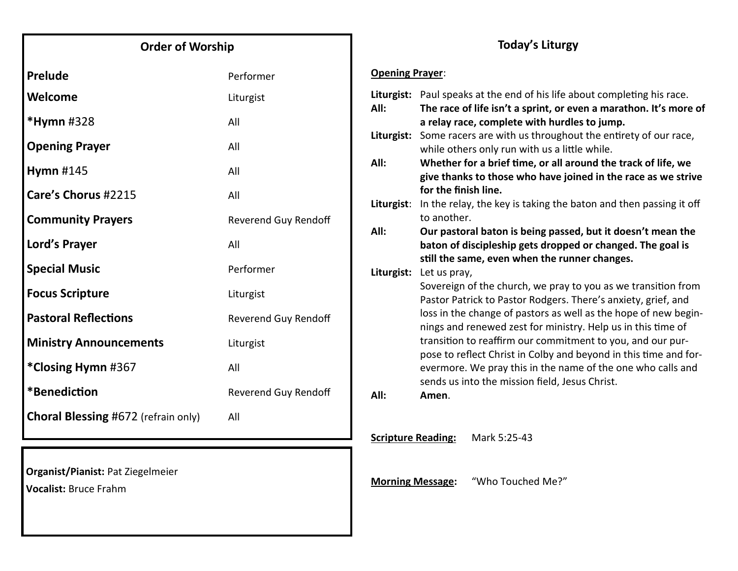## Order of Worship

| | |
|---|---|
| **Prelude** | Performer |
| **Welcome** | Liturgist |
| ***Hymn** #328 | All |
| **Opening Prayer** | All |
| **Hymn** #145 | All |
| **Care's Chorus** #2215 | All |
| **Community Prayers** | Reverend Guy Rendoff |
| **Lord's Prayer** | All |
| **Special Music** | Performer |
| **Focus Scripture** | Liturgist |
| **Pastoral Reflections** | Reverend Guy Rendoff |
| **Ministry Announcements** | Liturgist |
| ***Closing Hymn** #367 | All |
| ***Benediction** | Reverend Guy Rendoff |
| **Choral Blessing** #672 (refrain only) | All |

**Organist/Pianist:** Pat Ziegelmeier
**Vocalist:** Bruce Frahm

## Today's Liturgy

**Opening Prayer**:

**Liturgist:** Paul speaks at the end of his life about completing his race.

**All:** **The race of life isn't a sprint, or even a marathon. It's more of a relay race, complete with hurdles to jump.**

**Liturgist:** Some racers are with us throughout the entirety of our race, while others only run with us a little while.

**All:** **Whether for a brief time, or all around the track of life, we give thanks to those who have joined in the race as we strive for the finish line.**

**Liturgist**: In the relay, the key is taking the baton and then passing it off to another.

**All:** **Our pastoral baton is being passed, but it doesn't mean the baton of discipleship gets dropped or changed. The goal is still the same, even when the runner changes.**

**Liturgist:** Let us pray,
Sovereign of the church, we pray to you as we transition from Pastor Patrick to Pastor Rodgers. There's anxiety, grief, and loss in the change of pastors as well as the hope of new beginnings and renewed zest for ministry. Help us in this time of transition to reaffirm our commitment to you, and our purpose to reflect Christ in Colby and beyond in this time and forevermore. We pray this in the name of the one who calls and sends us into the mission field, Jesus Christ.

**All:** **Amen**.

**Scripture Reading:** Mark 5:25-43

**Morning Message:** "Who Touched Me?"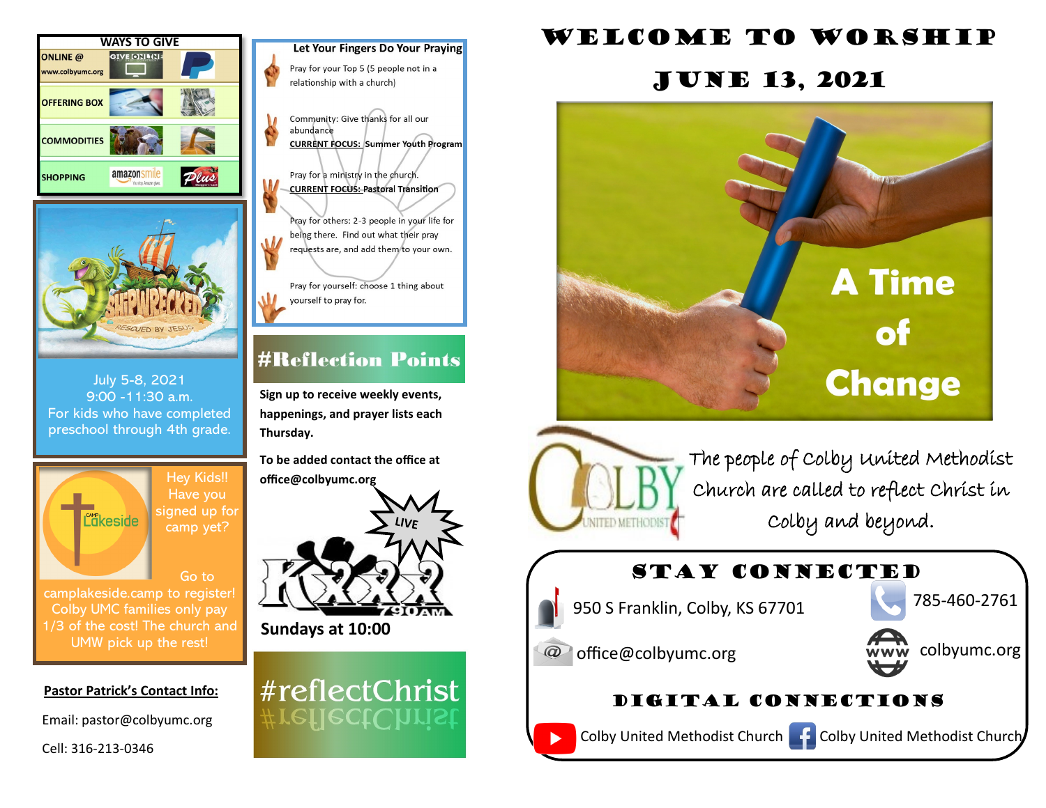## WAYS TO GIVE

| | |
|---|---|
| ONLINE @ www.colbyumc.org | GIVE ONLINE / PayPal |
| OFFERING BOX | |
| COMMODITIES | |
| SHOPPING | amazonsmile / Plus |

SHIPWRECKED — RESCUED BY JESUS

July 5-8, 2021
9:00 -11:30 a.m.
For kids who have completed preschool through 4th grade.

Camp Lakeside

Hey Kids!! Have you signed up for camp yet?

Go to camplakeside.camp to register! Colby UMC families only pay 1/3 of the cost! The church and UMW pick up the rest!

**Pastor Patrick's Contact Info:**

Email: pastor@colbyumc.org

Cell: 316-213-0346

## Let Your Fingers Do Your Praying

Pray for your Top 5 (5 people not in a relationship with a church)

Community: Give thanks for all our abundance
**CURRENT FOCUS: Summer Youth Program**

Pray for a ministry in the church.
**CURRENT FOCUS: Pastoral Transition**

Pray for others: 2-3 people in your life for being there. Find out what their pray requests are, and add them to your own.

Pray for yourself: choose 1 thing about yourself to pray for.

## #Reflection Points

**Sign up to receive weekly events, happenings, and prayer lists each Thursday.**

**To be added contact the office at office@colbyumc.org**

LIVE

KXXX 790AM

**Sundays at 10:00**

#reflectChrist

# Welcome to Worship

# June 13, 2021

A Time of Change

COLBY UNITED METHODIST

The people of Colby United Methodist Church are called to reflect Christ in Colby and beyond.

## Stay Connected

950 S Franklin, Colby, KS 67701

785-460-2761

office@colbyumc.org

colbyumc.org

## Digital Connections

Colby United Methodist Church (YouTube)

Colby United Methodist Church (Facebook)